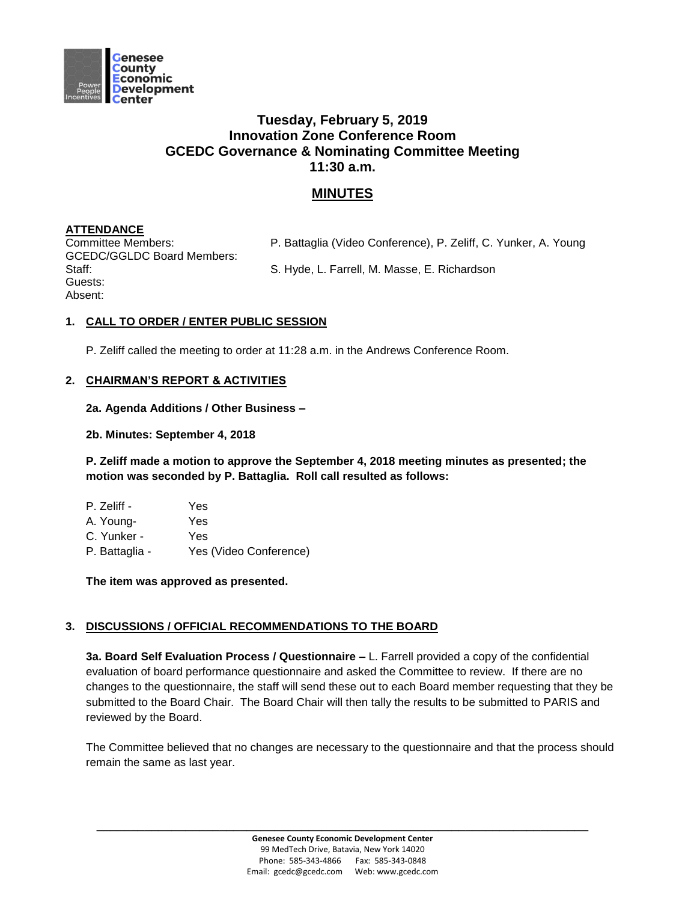**Tuesday, February 5, 2019**
**Innovation Zone Conference Room**
**GCEDC Governance & Nominating Committee Meeting**
**11:30 a.m.**

## MINUTES

**ATTENDANCE**

Committee Members: P. Battaglia (Video Conference), P. Zeliff, C. Yunker, A. Young
GCEDC/GGLDC Board Members:
Staff: S. Hyde, L. Farrell, M. Masse, E. Richardson
Guests:
Absent:

**1. CALL TO ORDER / ENTER PUBLIC SESSION**

P. Zeliff called the meeting to order at 11:28 a.m. in the Andrews Conference Room.

**2. CHAIRMAN'S REPORT & ACTIVITIES**

**2a. Agenda Additions / Other Business –**

**2b. Minutes: September 4, 2018**

**P. Zeliff made a motion to approve the September 4, 2018 meeting minutes as presented; the motion was seconded by P. Battaglia. Roll call resulted as follows:**

P. Zeliff - Yes
A. Young- Yes
C. Yunker - Yes
P. Battaglia - Yes (Video Conference)

**The item was approved as presented.**

**3. DISCUSSIONS / OFFICIAL RECOMMENDATIONS TO THE BOARD**

**3a. Board Self Evaluation Process / Questionnaire –** L. Farrell provided a copy of the confidential evaluation of board performance questionnaire and asked the Committee to review. If there are no changes to the questionnaire, the staff will send these out to each Board member requesting that they be submitted to the Board Chair. The Board Chair will then tally the results to be submitted to PARIS and reviewed by the Board.

The Committee believed that no changes are necessary to the questionnaire and that the process should remain the same as last year.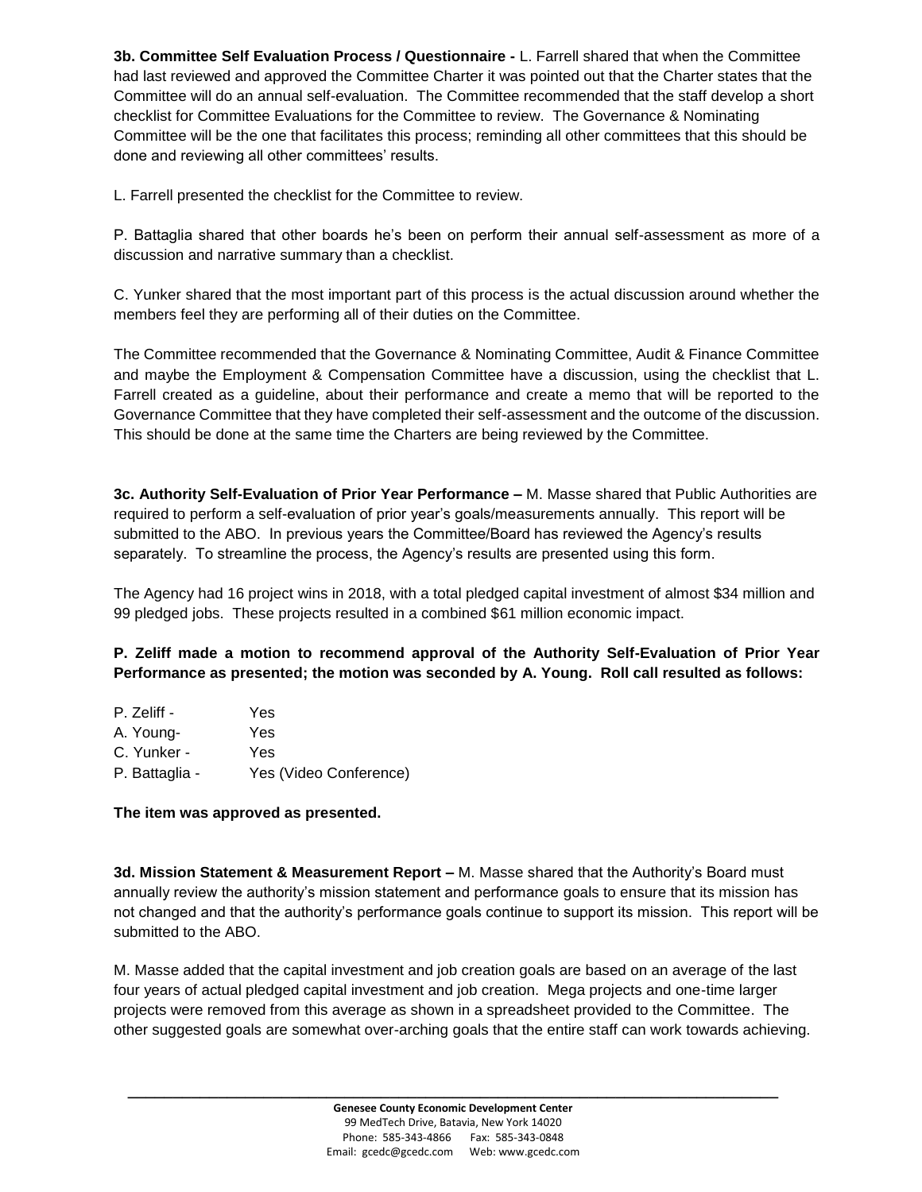**3b. Committee Self Evaluation Process / Questionnaire -** L. Farrell shared that when the Committee had last reviewed and approved the Committee Charter it was pointed out that the Charter states that the Committee will do an annual self-evaluation. The Committee recommended that the staff develop a short checklist for Committee Evaluations for the Committee to review. The Governance & Nominating Committee will be the one that facilitates this process; reminding all other committees that this should be done and reviewing all other committees' results.

L. Farrell presented the checklist for the Committee to review.

P. Battaglia shared that other boards he's been on perform their annual self-assessment as more of a discussion and narrative summary than a checklist.

C. Yunker shared that the most important part of this process is the actual discussion around whether the members feel they are performing all of their duties on the Committee.

The Committee recommended that the Governance & Nominating Committee, Audit & Finance Committee and maybe the Employment & Compensation Committee have a discussion, using the checklist that L. Farrell created as a guideline, about their performance and create a memo that will be reported to the Governance Committee that they have completed their self-assessment and the outcome of the discussion. This should be done at the same time the Charters are being reviewed by the Committee.

**3c. Authority Self-Evaluation of Prior Year Performance –** M. Masse shared that Public Authorities are required to perform a self-evaluation of prior year's goals/measurements annually. This report will be submitted to the ABO. In previous years the Committee/Board has reviewed the Agency's results separately. To streamline the process, the Agency's results are presented using this form.

The Agency had 16 project wins in 2018, with a total pledged capital investment of almost $34 million and 99 pledged jobs. These projects resulted in a combined $61 million economic impact.

**P. Zeliff made a motion to recommend approval of the Authority Self-Evaluation of Prior Year Performance as presented; the motion was seconded by A. Young. Roll call resulted as follows:**

P. Zeliff - Yes
A. Young- Yes
C. Yunker - Yes
P. Battaglia - Yes (Video Conference)

**The item was approved as presented.**

**3d. Mission Statement & Measurement Report –** M. Masse shared that the Authority's Board must annually review the authority's mission statement and performance goals to ensure that its mission has not changed and that the authority's performance goals continue to support its mission. This report will be submitted to the ABO.

M. Masse added that the capital investment and job creation goals are based on an average of the last four years of actual pledged capital investment and job creation. Mega projects and one-time larger projects were removed from this average as shown in a spreadsheet provided to the Committee. The other suggested goals are somewhat over-arching goals that the entire staff can work towards achieving.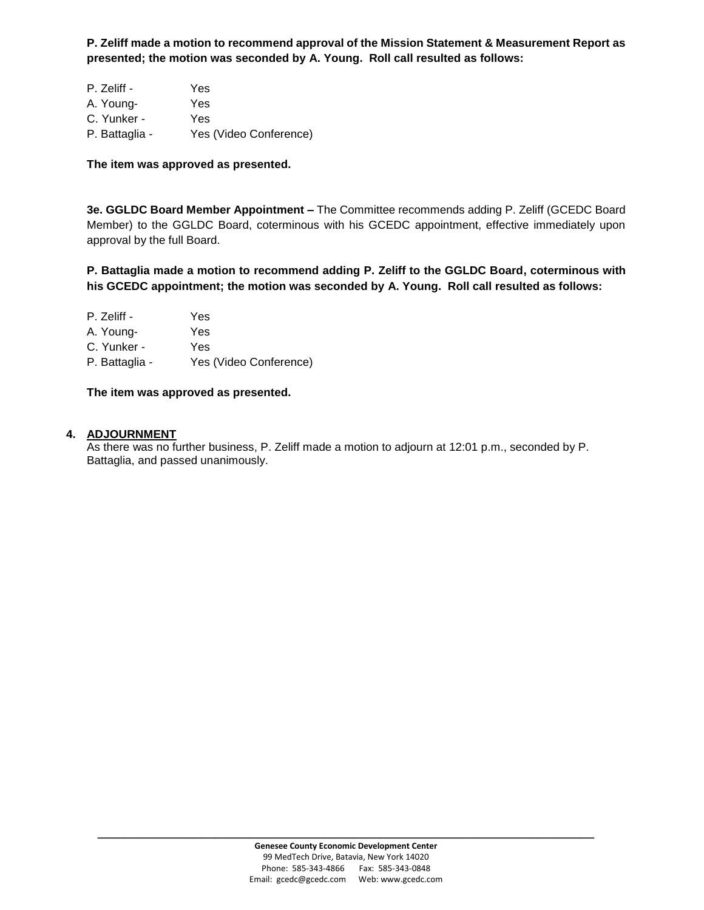**P. Zeliff made a motion to recommend approval of the Mission Statement & Measurement Report as presented; the motion was seconded by A. Young. Roll call resulted as follows:**

P. Zeliff - Yes
A. Young- Yes
C. Yunker - Yes
P. Battaglia - Yes (Video Conference)

**The item was approved as presented.**

**3e. GGLDC Board Member Appointment –** The Committee recommends adding P. Zeliff (GCEDC Board Member) to the GGLDC Board, coterminous with his GCEDC appointment, effective immediately upon approval by the full Board.

**P. Battaglia made a motion to recommend adding P. Zeliff to the GGLDC Board, coterminous with his GCEDC appointment; the motion was seconded by A. Young. Roll call resulted as follows:**

P. Zeliff - Yes
A. Young- Yes
C. Yunker - Yes
P. Battaglia - Yes (Video Conference)

**The item was approved as presented.**

**4. ADJOURNMENT**

As there was no further business, P. Zeliff made a motion to adjourn at 12:01 p.m., seconded by P. Battaglia, and passed unanimously.